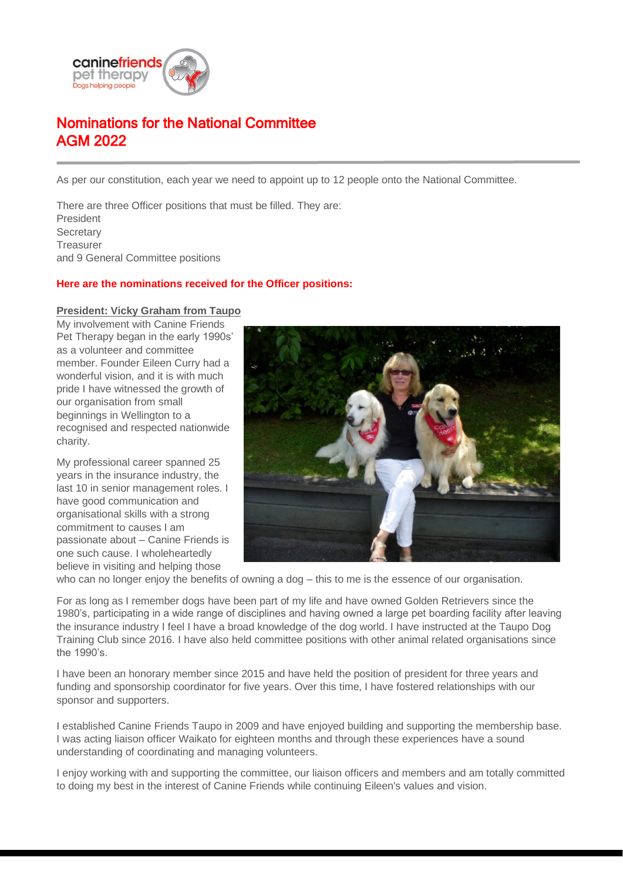# Nominations for the National Committee AGM 2022

As per our constitution, each year we need to appoint up to 12 people onto the National Committee.

There are three Officer positions that must be filled. They are:
President
Secretary
Treasurer
and 9 General Committee positions

**Here are the nominations received for the Officer positions:**

**President: Vicky Graham from Taupo**

My involvement with Canine Friends Pet Therapy began in the early 1990s' as a volunteer and committee member. Founder Eileen Curry had a wonderful vision, and it is with much pride I have witnessed the growth of our organisation from small beginnings in Wellington to a recognised and respected nationwide charity.

My professional career spanned 25 years in the insurance industry, the last 10 in senior management roles. I have good communication and organisational skills with a strong commitment to causes I am passionate about – Canine Friends is one such cause. I wholeheartedly believe in visiting and helping those who can no longer enjoy the benefits of owning a dog – this to me is the essence of our organisation.

For as long as I remember dogs have been part of my life and have owned Golden Retrievers since the 1980's, participating in a wide range of disciplines and having owned a large pet boarding facility after leaving the insurance industry I feel I have a broad knowledge of the dog world. I have instructed at the Taupo Dog Training Club since 2016. I have also held committee positions with other animal related organisations since the 1990's.

I have been an honorary member since 2015 and have held the position of president for three years and funding and sponsorship coordinator for five years. Over this time, I have fostered relationships with our sponsor and supporters.

I established Canine Friends Taupo in 2009 and have enjoyed building and supporting the membership base. I was acting liaison officer Waikato for eighteen months and through these experiences have a sound understanding of coordinating and managing volunteers.

I enjoy working with and supporting the committee, our liaison officers and members and am totally committed to doing my best in the interest of Canine Friends while continuing Eileen's values and vision.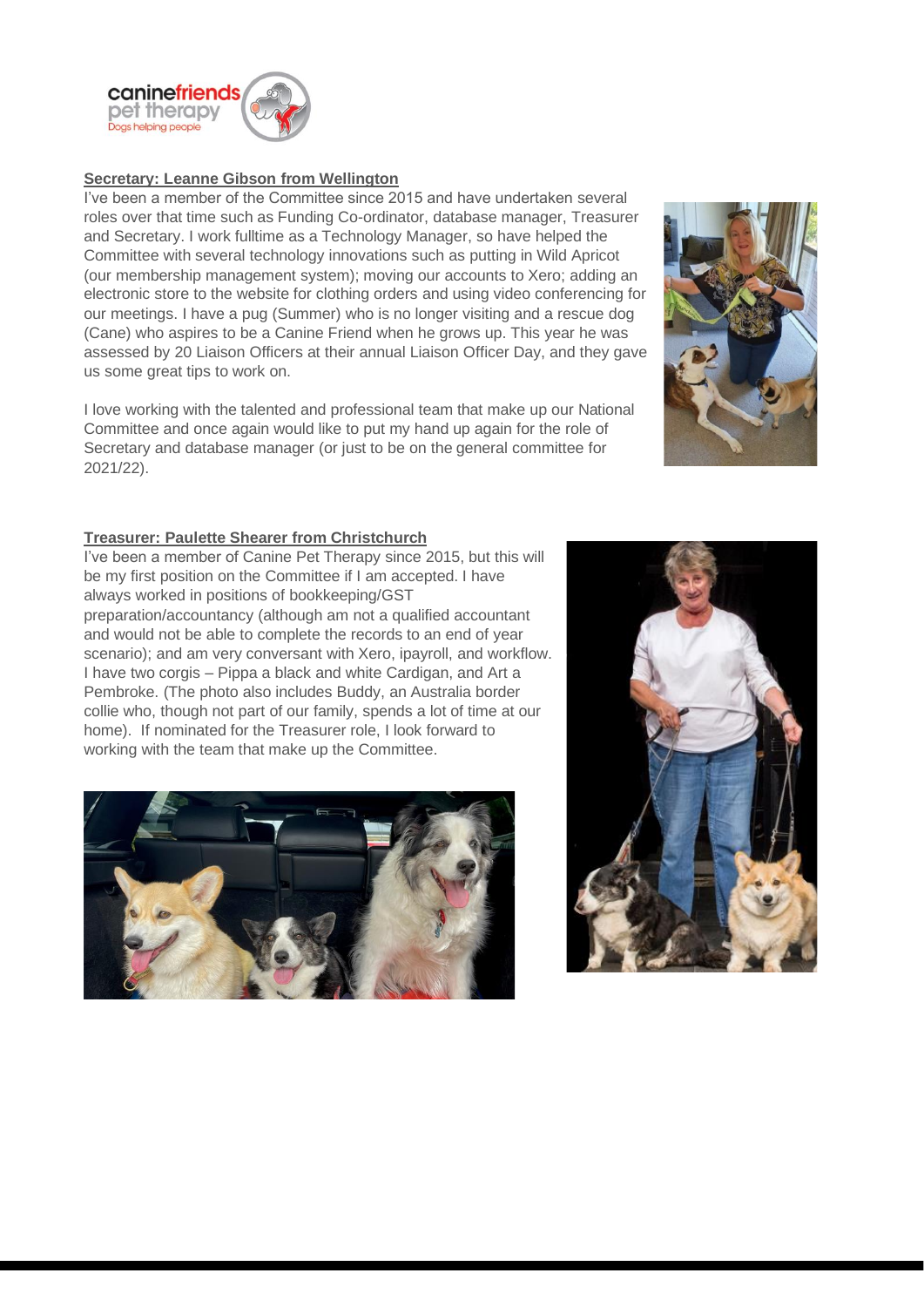**Secretary: Leanne Gibson from Wellington**

I've been a member of the Committee since 2015 and have undertaken several roles over that time such as Funding Co-ordinator, database manager, Treasurer and Secretary. I work fulltime as a Technology Manager, so have helped the Committee with several technology innovations such as putting in Wild Apricot (our membership management system); moving our accounts to Xero; adding an electronic store to the website for clothing orders and using video conferencing for our meetings. I have a pug (Summer) who is no longer visiting and a rescue dog (Cane) who aspires to be a Canine Friend when he grows up. This year he was assessed by 20 Liaison Officers at their annual Liaison Officer Day, and they gave us some great tips to work on.

I love working with the talented and professional team that make up our National Committee and once again would like to put my hand up again for the role of Secretary and database manager (or just to be on the general committee for 2021/22).

**Treasurer: Paulette Shearer from Christchurch**

I've been a member of Canine Pet Therapy since 2015, but this will be my first position on the Committee if I am accepted. I have always worked in positions of bookkeeping/GST preparation/accountancy (although am not a qualified accountant and would not be able to complete the records to an end of year scenario); and am very conversant with Xero, ipayroll, and workflow. I have two corgis – Pippa a black and white Cardigan, and Art a Pembroke. (The photo also includes Buddy, an Australia border collie who, though not part of our family, spends a lot of time at our home). If nominated for the Treasurer role, I look forward to working with the team that make up the Committee.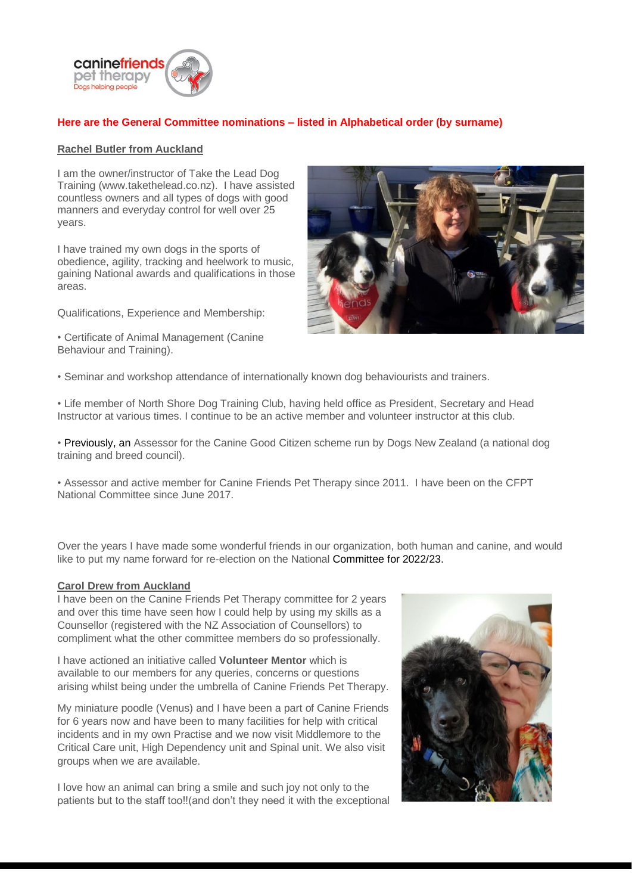**Here are the General Committee nominations – listed in Alphabetical order (by surname)**

**Rachel Butler from Auckland**

I am the owner/instructor of Take the Lead Dog Training (www.takethelead.co.nz). I have assisted countless owners and all types of dogs with good manners and everyday control for well over 25 years.

I have trained my own dogs in the sports of obedience, agility, tracking and heelwork to music, gaining National awards and qualifications in those areas.

Qualifications, Experience and Membership:

• Certificate of Animal Management (Canine Behaviour and Training).

• Seminar and workshop attendance of internationally known dog behaviourists and trainers.

• Life member of North Shore Dog Training Club, having held office as President, Secretary and Head Instructor at various times. I continue to be an active member and volunteer instructor at this club.

• Previously, an Assessor for the Canine Good Citizen scheme run by Dogs New Zealand (a national dog training and breed council).

• Assessor and active member for Canine Friends Pet Therapy since 2011. I have been on the CFPT National Committee since June 2017.

Over the years I have made some wonderful friends in our organization, both human and canine, and would like to put my name forward for re-election on the National Committee for 2022/23.

**Carol Drew from Auckland**

I have been on the Canine Friends Pet Therapy committee for 2 years and over this time have seen how I could help by using my skills as a Counsellor (registered with the NZ Association of Counsellors) to compliment what the other committee members do so professionally.

I have actioned an initiative called **Volunteer Mentor** which is available to our members for any queries, concerns or questions arising whilst being under the umbrella of Canine Friends Pet Therapy.

My miniature poodle (Venus) and I have been a part of Canine Friends for 6 years now and have been to many facilities for help with critical incidents and in my own Practise and we now visit Middlemore to the Critical Care unit, High Dependency unit and Spinal unit. We also visit groups when we are available.

I love how an animal can bring a smile and such joy not only to the patients but to the staff too!!(and don't they need it with the exceptional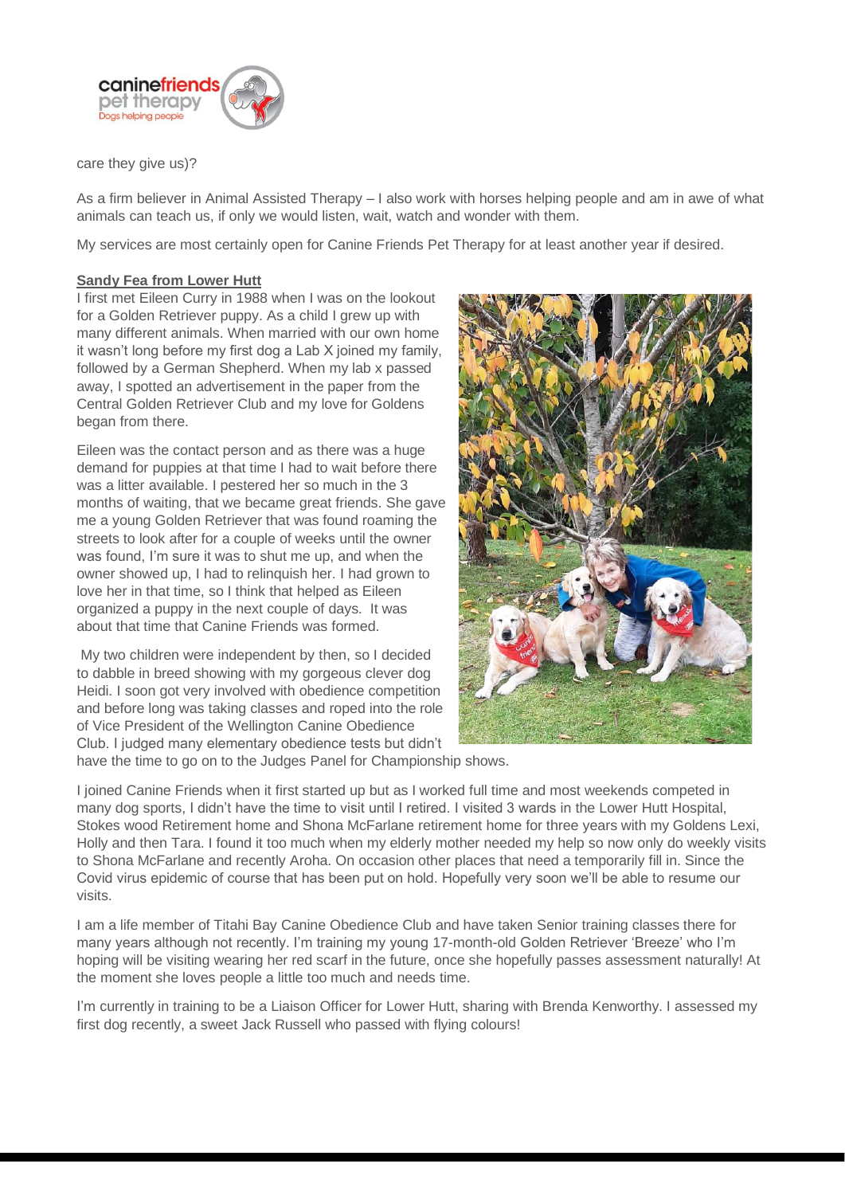care they give us)?

As a firm believer in Animal Assisted Therapy – I also work with horses helping people and am in awe of what animals can teach us, if only we would listen, wait, watch and wonder with them.

My services are most certainly open for Canine Friends Pet Therapy for at least another year if desired.

**Sandy Fea from Lower Hutt**

I first met Eileen Curry in 1988 when I was on the lookout for a Golden Retriever puppy. As a child I grew up with many different animals. When married with our own home it wasn't long before my first dog a Lab X joined my family, followed by a German Shepherd. When my lab x passed away, I spotted an advertisement in the paper from the Central Golden Retriever Club and my love for Goldens began from there.

Eileen was the contact person and as there was a huge demand for puppies at that time I had to wait before there was a litter available. I pestered her so much in the 3 months of waiting, that we became great friends. She gave me a young Golden Retriever that was found roaming the streets to look after for a couple of weeks until the owner was found, I'm sure it was to shut me up, and when the owner showed up, I had to relinquish her. I had grown to love her in that time, so I think that helped as Eileen organized a puppy in the next couple of days. It was about that time that Canine Friends was formed.

My two children were independent by then, so I decided to dabble in breed showing with my gorgeous clever dog Heidi. I soon got very involved with obedience competition and before long was taking classes and roped into the role of Vice President of the Wellington Canine Obedience Club. I judged many elementary obedience tests but didn't have the time to go on to the Judges Panel for Championship shows.

I joined Canine Friends when it first started up but as I worked full time and most weekends competed in many dog sports, I didn't have the time to visit until I retired. I visited 3 wards in the Lower Hutt Hospital, Stokes wood Retirement home and Shona McFarlane retirement home for three years with my Goldens Lexi, Holly and then Tara. I found it too much when my elderly mother needed my help so now only do weekly visits to Shona McFarlane and recently Aroha. On occasion other places that need a temporarily fill in. Since the Covid virus epidemic of course that has been put on hold. Hopefully very soon we'll be able to resume our visits.

I am a life member of Titahi Bay Canine Obedience Club and have taken Senior training classes there for many years although not recently. I'm training my young 17-month-old Golden Retriever 'Breeze' who I'm hoping will be visiting wearing her red scarf in the future, once she hopefully passes assessment naturally! At the moment she loves people a little too much and needs time.

I'm currently in training to be a Liaison Officer for Lower Hutt, sharing with Brenda Kenworthy. I assessed my first dog recently, a sweet Jack Russell who passed with flying colours!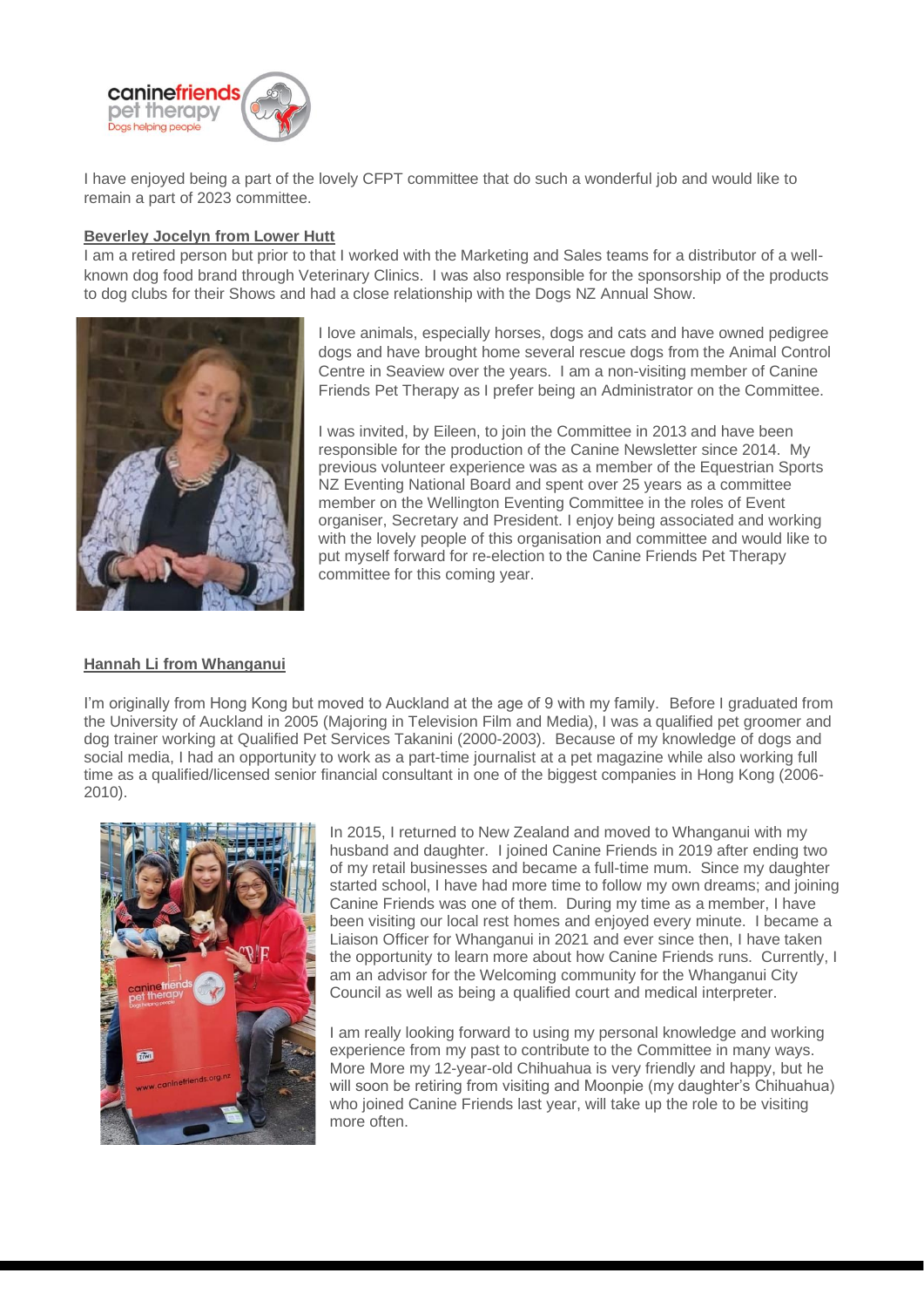I have enjoyed being a part of the lovely CFPT committee that do such a wonderful job and would like to remain a part of 2023 committee.

**Beverley Jocelyn from Lower Hutt**

I am a retired person but prior to that I worked with the Marketing and Sales teams for a distributor of a well-known dog food brand through Veterinary Clinics. I was also responsible for the sponsorship of the products to dog clubs for their Shows and had a close relationship with the Dogs NZ Annual Show.

I love animals, especially horses, dogs and cats and have owned pedigree dogs and have brought home several rescue dogs from the Animal Control Centre in Seaview over the years. I am a non-visiting member of Canine Friends Pet Therapy as I prefer being an Administrator on the Committee.

I was invited, by Eileen, to join the Committee in 2013 and have been responsible for the production of the Canine Newsletter since 2014. My previous volunteer experience was as a member of the Equestrian Sports NZ Eventing National Board and spent over 25 years as a committee member on the Wellington Eventing Committee in the roles of Event organiser, Secretary and President. I enjoy being associated and working with the lovely people of this organisation and committee and would like to put myself forward for re-election to the Canine Friends Pet Therapy committee for this coming year.

**Hannah Li from Whanganui**

I'm originally from Hong Kong but moved to Auckland at the age of 9 with my family. Before I graduated from the University of Auckland in 2005 (Majoring in Television Film and Media), I was a qualified pet groomer and dog trainer working at Qualified Pet Services Takanini (2000-2003). Because of my knowledge of dogs and social media, I had an opportunity to work as a part-time journalist at a pet magazine while also working full time as a qualified/licensed senior financial consultant in one of the biggest companies in Hong Kong (2006-2010).

In 2015, I returned to New Zealand and moved to Whanganui with my husband and daughter. I joined Canine Friends in 2019 after ending two of my retail businesses and became a full-time mum. Since my daughter started school, I have had more time to follow my own dreams; and joining Canine Friends was one of them. During my time as a member, I have been visiting our local rest homes and enjoyed every minute. I became a Liaison Officer for Whanganui in 2021 and ever since then, I have taken the opportunity to learn more about how Canine Friends runs. Currently, I am an advisor for the Welcoming community for the Whanganui City Council as well as being a qualified court and medical interpreter.

I am really looking forward to using my personal knowledge and working experience from my past to contribute to the Committee in many ways. More More my 12-year-old Chihuahua is very friendly and happy, but he will soon be retiring from visiting and Moonpie (my daughter's Chihuahua) who joined Canine Friends last year, will take up the role to be visiting more often.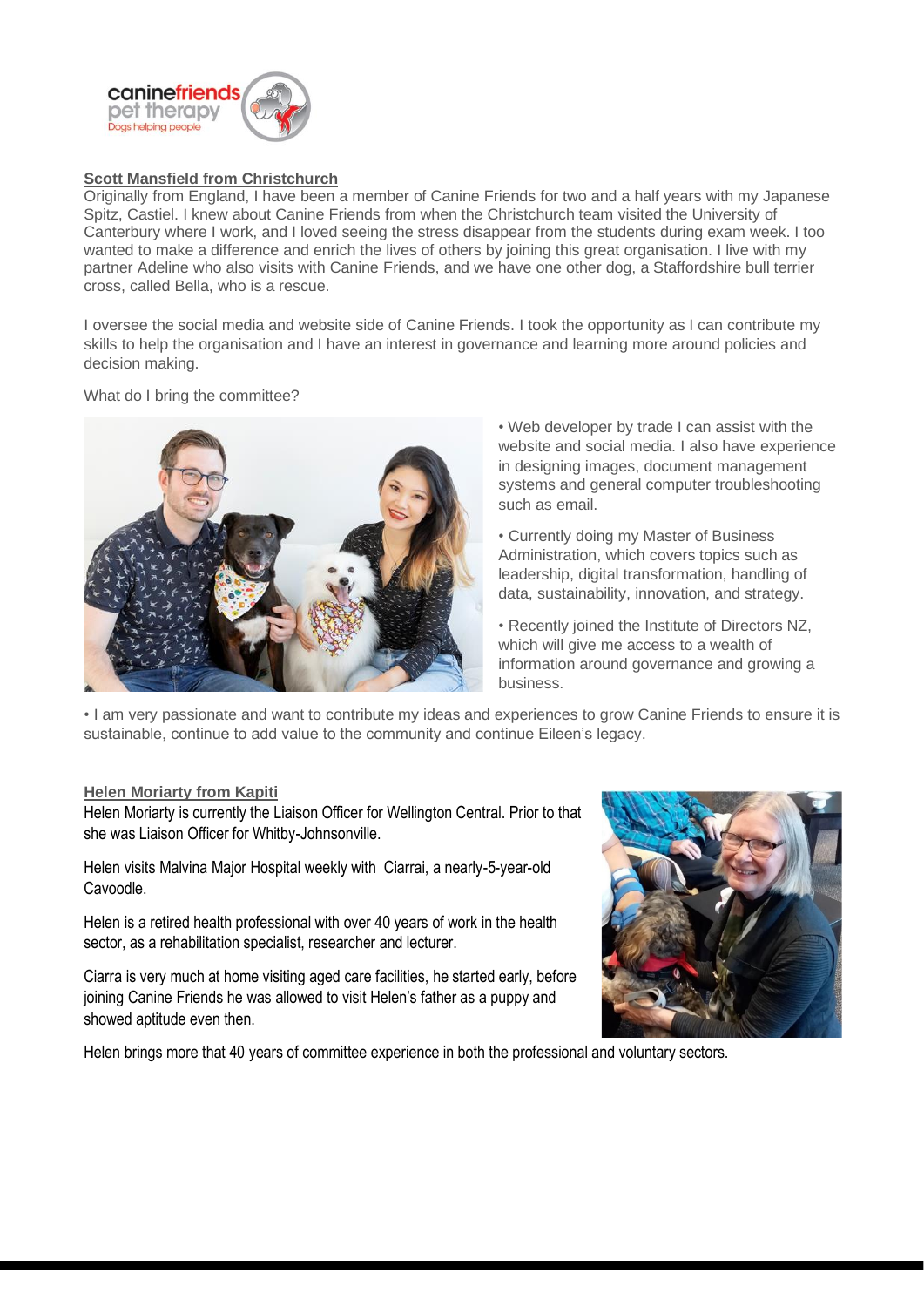**Scott Mansfield from Christchurch**

Originally from England, I have been a member of Canine Friends for two and a half years with my Japanese Spitz, Castiel. I knew about Canine Friends from when the Christchurch team visited the University of Canterbury where I work, and I loved seeing the stress disappear from the students during exam week. I too wanted to make a difference and enrich the lives of others by joining this great organisation. I live with my partner Adeline who also visits with Canine Friends, and we have one other dog, a Staffordshire bull terrier cross, called Bella, who is a rescue.

I oversee the social media and website side of Canine Friends. I took the opportunity as I can contribute my skills to help the organisation and I have an interest in governance and learning more around policies and decision making.

What do I bring the committee?

- Web developer by trade I can assist with the website and social media. I also have experience in designing images, document management systems and general computer troubleshooting such as email.
- Currently doing my Master of Business Administration, which covers topics such as leadership, digital transformation, handling of data, sustainability, innovation, and strategy.
- Recently joined the Institute of Directors NZ, which will give me access to a wealth of information around governance and growing a business.
- I am very passionate and want to contribute my ideas and experiences to grow Canine Friends to ensure it is sustainable, continue to add value to the community and continue Eileen's legacy.

**Helen Moriarty from Kapiti**

Helen Moriarty is currently the Liaison Officer for Wellington Central. Prior to that she was Liaison Officer for Whitby-Johnsonville.

Helen visits Malvina Major Hospital weekly with Ciarrai, a nearly-5-year-old Cavoodle.

Helen is a retired health professional with over 40 years of work in the health sector, as a rehabilitation specialist, researcher and lecturer.

Ciarra is very much at home visiting aged care facilities, he started early, before joining Canine Friends he was allowed to visit Helen's father as a puppy and showed aptitude even then.

Helen brings more that 40 years of committee experience in both the professional and voluntary sectors.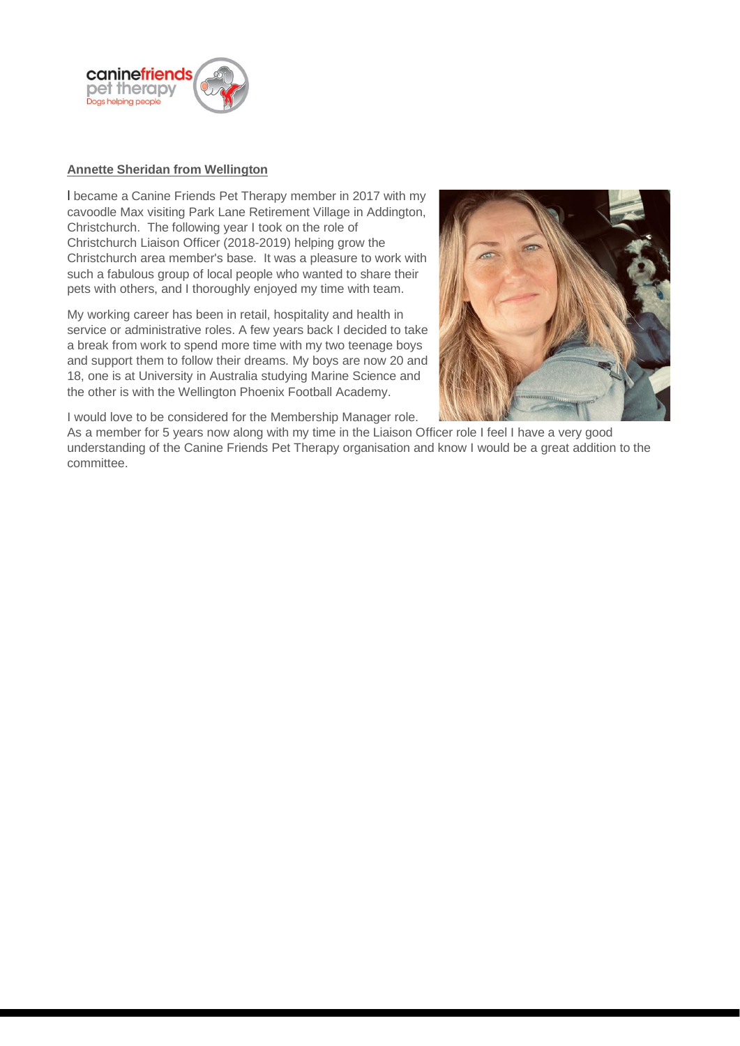**Annette Sheridan from Wellington**

I became a Canine Friends Pet Therapy member in 2017 with my cavoodle Max visiting Park Lane Retirement Village in Addington, Christchurch. The following year I took on the role of Christchurch Liaison Officer (2018-2019) helping grow the Christchurch area member's base. It was a pleasure to work with such a fabulous group of local people who wanted to share their pets with others, and I thoroughly enjoyed my time with team.

My working career has been in retail, hospitality and health in service or administrative roles. A few years back I decided to take a break from work to spend more time with my two teenage boys and support them to follow their dreams. My boys are now 20 and 18, one is at University in Australia studying Marine Science and the other is with the Wellington Phoenix Football Academy.

I would love to be considered for the Membership Manager role. As a member for 5 years now along with my time in the Liaison Officer role I feel I have a very good understanding of the Canine Friends Pet Therapy organisation and know I would be a great addition to the committee.